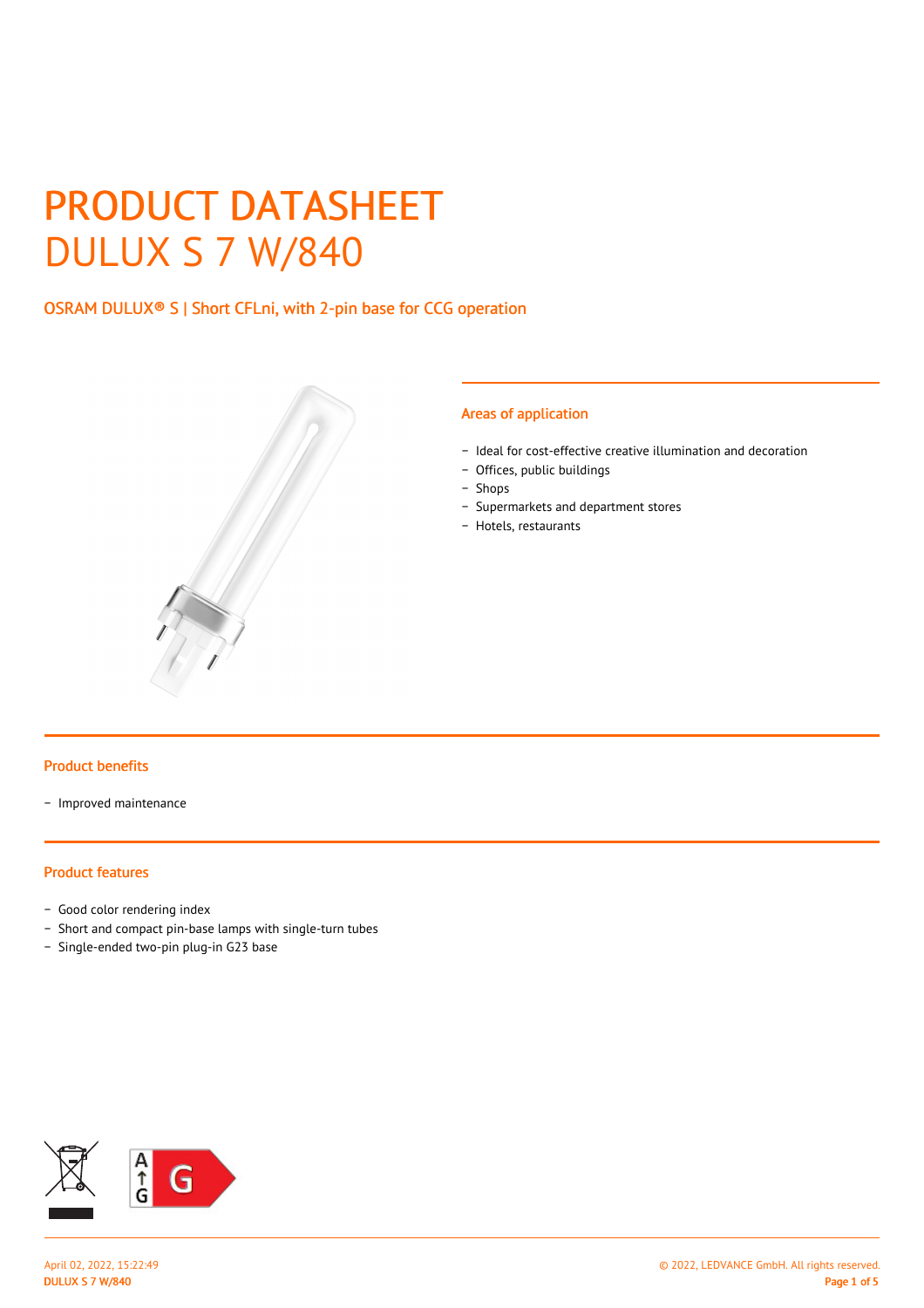# PRODUCT DATASHEET
# DULUX S 7 W/840

## OSRAM DULUX® S | Short CFLni, with 2-pin base for CCG operation

### Areas of application

- Ideal for cost-effective creative illumination and decoration
- Offices, public buildings
- Shops
- Supermarkets and department stores
- Hotels, restaurants

### Product benefits

- Improved maintenance

### Product features

- Good color rendering index
- Short and compact pin-base lamps with single-turn tubes
- Single-ended two-pin plug-in G23 base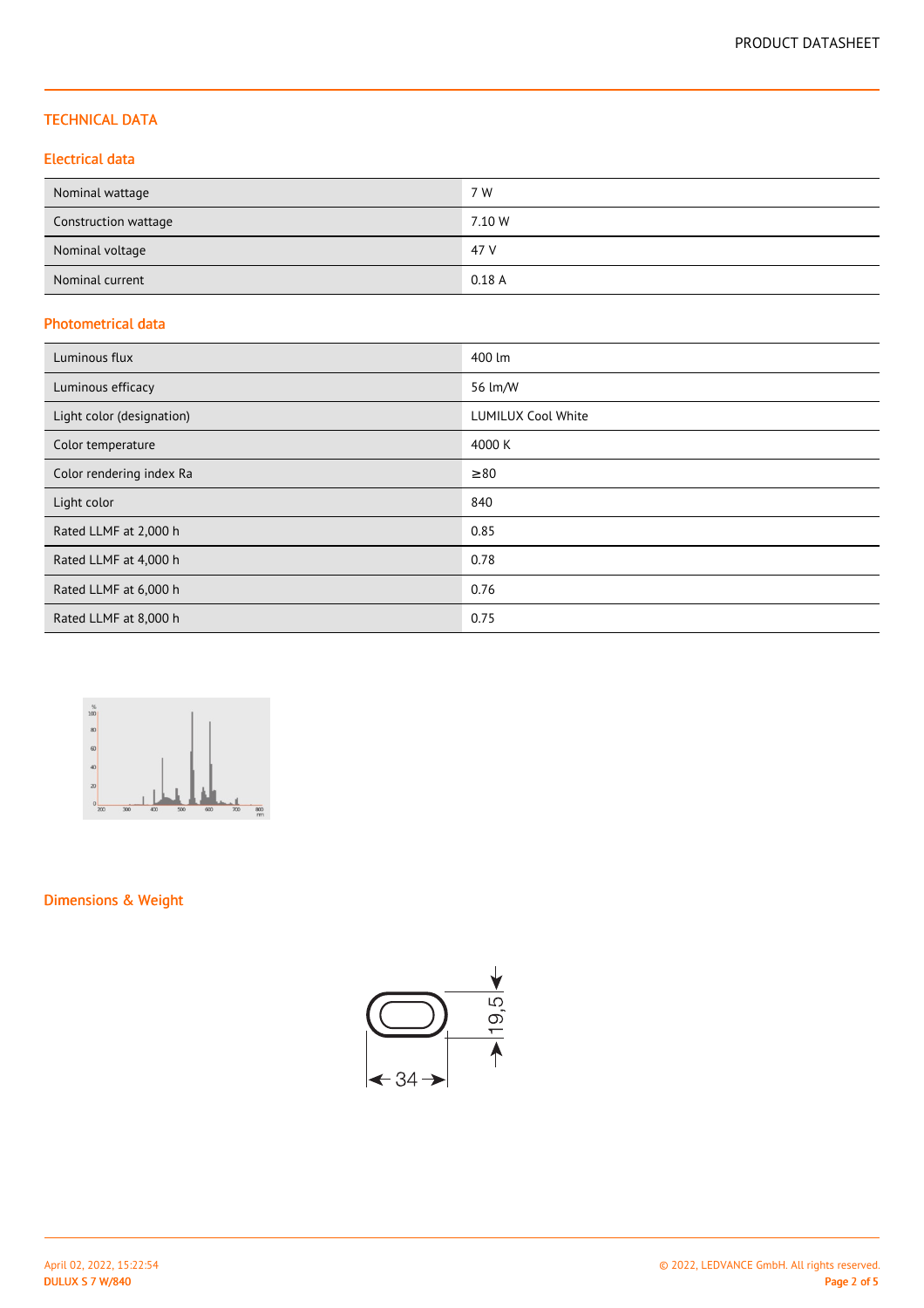# TECHNICAL DATA

## Electrical data

| | |
|---|---|
| Nominal wattage | 7 W |
| Construction wattage | 7.10 W |
| Nominal voltage | 47 V |
| Nominal current | 0.18 A |

## Photometrical data

| | |
|---|---|
| Luminous flux | 400 lm |
| Luminous efficacy | 56 lm/W |
| Light color (designation) | LUMILUX Cool White |
| Color temperature | 4000 K |
| Color rendering index Ra | ≥80 |
| Light color | 840 |
| Rated LLMF at 2,000 h | 0.85 |
| Rated LLMF at 4,000 h | 0.78 |
| Rated LLMF at 6,000 h | 0.76 |
| Rated LLMF at 8,000 h | 0.75 |

## Dimensions & Weight

34

19,5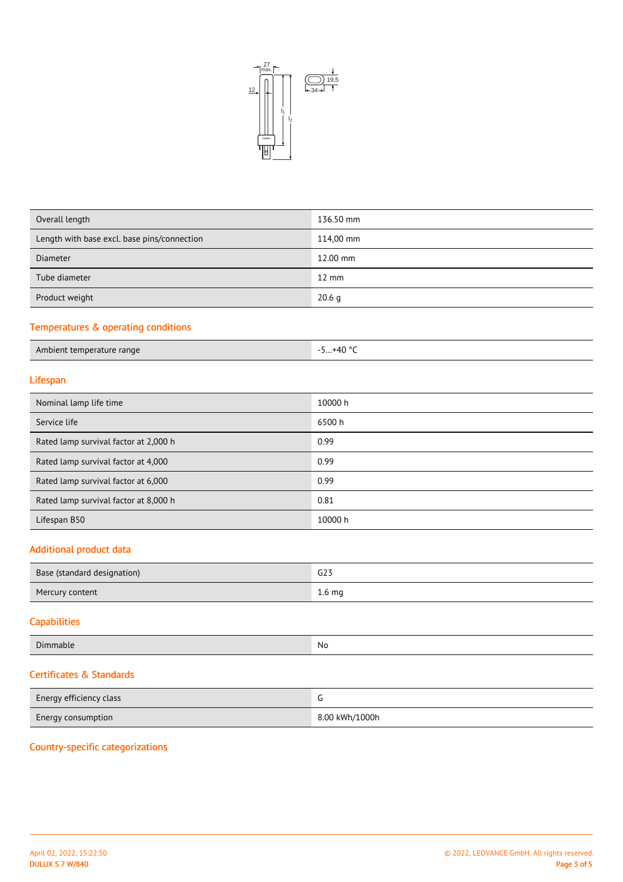| Overall length | 136.50 mm |
| --- | --- |
| Length with base excl. base pins/connection | 114,00 mm |
| Diameter | 12.00 mm |
| Tube diameter | 12 mm |
| Product weight | 20.6 g |

## Temperatures & operating conditions

| Ambient temperature range | -5…+40 °C |
| --- | --- |

## Lifespan

| Nominal lamp life time | 10000 h |
| --- | --- |
| Service life | 6500 h |
| Rated lamp survival factor at 2,000 h | 0.99 |
| Rated lamp survival factor at 4,000 | 0.99 |
| Rated lamp survival factor at 6,000 | 0.99 |
| Rated lamp survival factor at 8,000 h | 0.81 |
| Lifespan B50 | 10000 h |

## Additional product data

| Base (standard designation) | G23 |
| --- | --- |
| Mercury content | 1.6 mg |

## Capabilities

| Dimmable | No |
| --- | --- |

## Certificates & Standards

| Energy efficiency class | G |
| --- | --- |
| Energy consumption | 8.00 kWh/1000h |

## Country-specific categorizations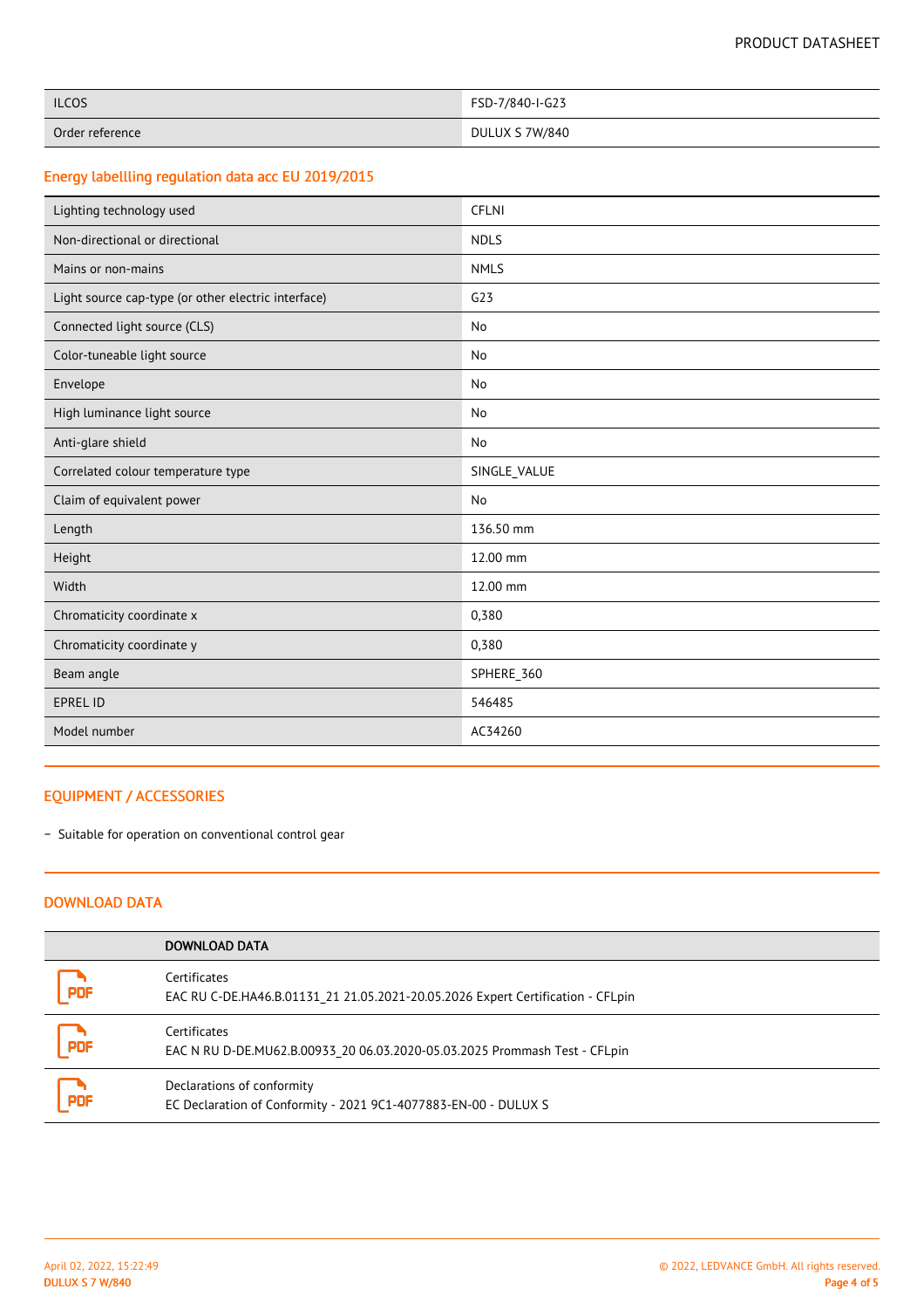| | |
|---|---|
| ILCOS | FSD-7/840-I-G23 |
| Order reference | DULUX S 7W/840 |

## Energy labellling regulation data acc EU 2019/2015

| | |
|---|---|
| Lighting technology used | CFLNI |
| Non-directional or directional | NDLS |
| Mains or non-mains | NMLS |
| Light source cap-type (or other electric interface) | G23 |
| Connected light source (CLS) | No |
| Color-tuneable light source | No |
| Envelope | No |
| High luminance light source | No |
| Anti-glare shield | No |
| Correlated colour temperature type | SINGLE_VALUE |
| Claim of equivalent power | No |
| Length | 136.50 mm |
| Height | 12.00 mm |
| Width | 12.00 mm |
| Chromaticity coordinate x | 0,380 |
| Chromaticity coordinate y | 0,380 |
| Beam angle | SPHERE_360 |
| EPREL ID | 546485 |
| Model number | AC34260 |

## EQUIPMENT / ACCESSORIES

- Suitable for operation on conventional control gear

## DOWNLOAD DATA

| | DOWNLOAD DATA |
|---|---|
| PDF | Certificates<br>EAC RU C-DE.HA46.B.01131_21 21.05.2021-20.05.2026 Expert Certification - CFLpin |
| PDF | Certificates<br>EAC N RU D-DE.MU62.B.00933_20 06.03.2020-05.03.2025 Prommash Test - CFLpin |
| PDF | Declarations of conformity<br>EC Declaration of Conformity - 2021 9C1-4077883-EN-00 - DULUX S |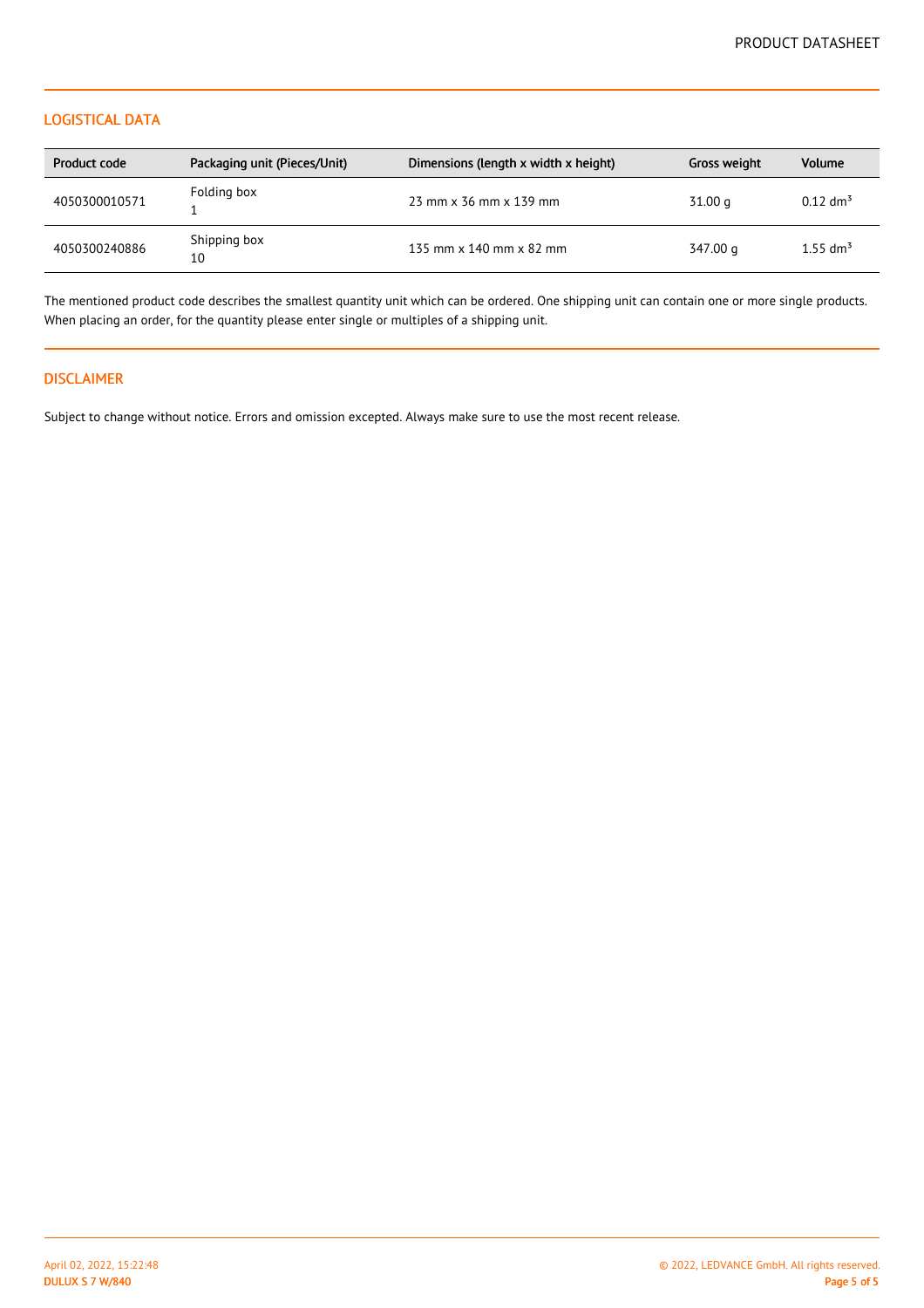## LOGISTICAL DATA

| Product code | Packaging unit (Pieces/Unit) | Dimensions (length x width x height) | Gross weight | Volume |
|---|---|---|---|---|
| 4050300010571 | Folding box 1 | 23 mm x 36 mm x 139 mm | 31.00 g | 0.12 $dm^3$ |
| 4050300240886 | Shipping box 10 | 135 mm x 140 mm x 82 mm | 347.00 g | 1.55 $dm^3$ |

The mentioned product code describes the smallest quantity unit which can be ordered. One shipping unit can contain one or more single products. When placing an order, for the quantity please enter single or multiples of a shipping unit.

## DISCLAIMER

Subject to change without notice. Errors and omission excepted. Always make sure to use the most recent release.